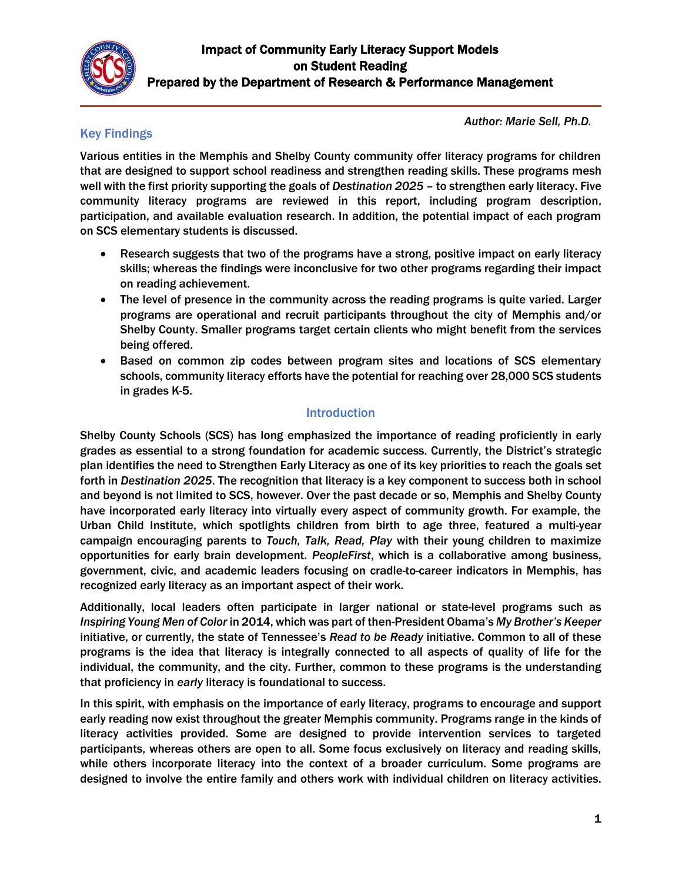# Impact of Community Early Literacy Support Models on Student Reading

**Prepared by the Department of Research & Performance Management**

*Author: Marie Sell, Ph.D.*

## Key Findings

Various entities in the Memphis and Shelby County community offer literacy programs for children that are designed to support school readiness and strengthen reading skills. These programs mesh well with the first priority supporting the goals of *Destination 2025* – to strengthen early literacy. Five community literacy programs are reviewed in this report, including program description, participation, and available evaluation research. In addition, the potential impact of each program on SCS elementary students is discussed.

- Research suggests that two of the programs have a strong, positive impact on early literacy skills; whereas the findings were inconclusive for two other programs regarding their impact on reading achievement.
- The level of presence in the community across the reading programs is quite varied. Larger programs are operational and recruit participants throughout the city of Memphis and/or Shelby County. Smaller programs target certain clients who might benefit from the services being offered.
- Based on common zip codes between program sites and locations of SCS elementary schools, community literacy efforts have the potential for reaching over 28,000 SCS students in grades K-5.

## Introduction

Shelby County Schools (SCS) has long emphasized the importance of reading proficiently in early grades as essential to a strong foundation for academic success. Currently, the District's strategic plan identifies the need to Strengthen Early Literacy as one of its key priorities to reach the goals set forth in *Destination 2025*. The recognition that literacy is a key component to success both in school and beyond is not limited to SCS, however. Over the past decade or so, Memphis and Shelby County have incorporated early literacy into virtually every aspect of community growth. For example, the Urban Child Institute, which spotlights children from birth to age three, featured a multi-year campaign encouraging parents to *Touch, Talk, Read, Play* with their young children to maximize opportunities for early brain development. *PeopleFirst*, which is a collaborative among business, government, civic, and academic leaders focusing on cradle-to-career indicators in Memphis, has recognized early literacy as an important aspect of their work.

Additionally, local leaders often participate in larger national or state-level programs such as *Inspiring Young Men of Color* in 2014, which was part of then-President Obama's *My Brother's Keeper* initiative, or currently, the state of Tennessee's *Read to be Ready* initiative. Common to all of these programs is the idea that literacy is integrally connected to all aspects of quality of life for the individual, the community, and the city. Further, common to these programs is the understanding that proficiency in *early* literacy is foundational to success.

In this spirit, with emphasis on the importance of early literacy, programs to encourage and support early reading now exist throughout the greater Memphis community. Programs range in the kinds of literacy activities provided. Some are designed to provide intervention services to targeted participants, whereas others are open to all. Some focus exclusively on literacy and reading skills, while others incorporate literacy into the context of a broader curriculum. Some programs are designed to involve the entire family and others work with individual children on literacy activities.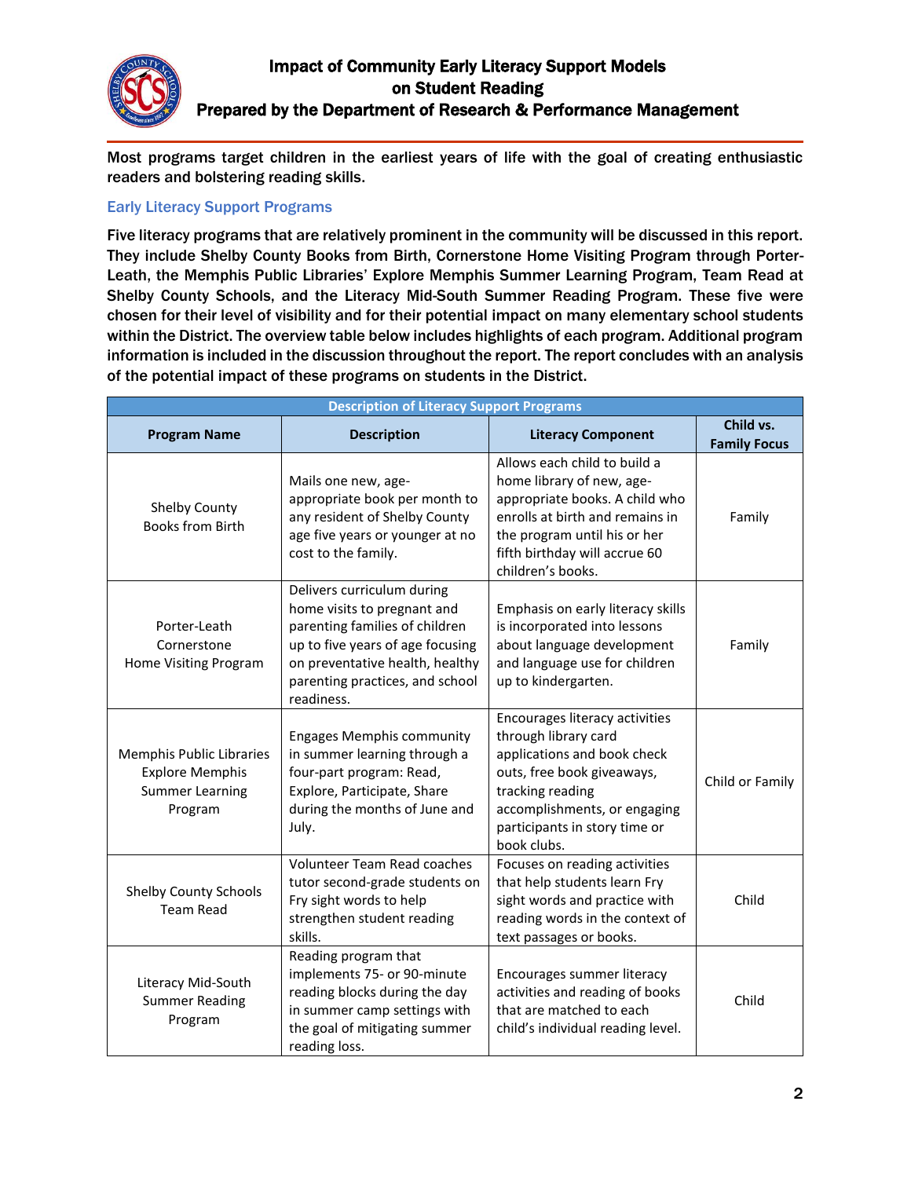Most programs target children in the earliest years of life with the goal of creating enthusiastic readers and bolstering reading skills.

## Early Literacy Support Programs

Five literacy programs that are relatively prominent in the community will be discussed in this report. They include Shelby County Books from Birth, Cornerstone Home Visiting Program through Porter-Leath, the Memphis Public Libraries' Explore Memphis Summer Learning Program, Team Read at Shelby County Schools, and the Literacy Mid-South Summer Reading Program. These five were chosen for their level of visibility and for their potential impact on many elementary school students within the District. The overview table below includes highlights of each program. Additional program information is included in the discussion throughout the report. The report concludes with an analysis of the potential impact of these programs on students in the District.

| Description of Literacy Support Programs | | | |
|---|---|---|---|
| **Program Name** | **Description** | **Literacy Component** | **Child vs. Family Focus** |
| Shelby County Books from Birth | Mails one new, age-appropriate book per month to any resident of Shelby County age five years or younger at no cost to the family. | Allows each child to build a home library of new, age-appropriate books. A child who enrolls at birth and remains in the program until his or her fifth birthday will accrue 60 children's books. | Family |
| Porter-Leath Cornerstone Home Visiting Program | Delivers curriculum during home visits to pregnant and parenting families of children up to five years of age focusing on preventative health, healthy parenting practices, and school readiness. | Emphasis on early literacy skills is incorporated into lessons about language development and language use for children up to kindergarten. | Family |
| Memphis Public Libraries Explore Memphis Summer Learning Program | Engages Memphis community in summer learning through a four-part program: Read, Explore, Participate, Share during the months of June and July. | Encourages literacy activities through library card applications and book check outs, free book giveaways, tracking reading accomplishments, or engaging participants in story time or book clubs. | Child or Family |
| Shelby County Schools Team Read | Volunteer Team Read coaches tutor second-grade students on Fry sight words to help strengthen student reading skills. | Focuses on reading activities that help students learn Fry sight words and practice with reading words in the context of text passages or books. | Child |
| Literacy Mid-South Summer Reading Program | Reading program that implements 75- or 90-minute reading blocks during the day in summer camp settings with the goal of mitigating summer reading loss. | Encourages summer literacy activities and reading of books that are matched to each child's individual reading level. | Child |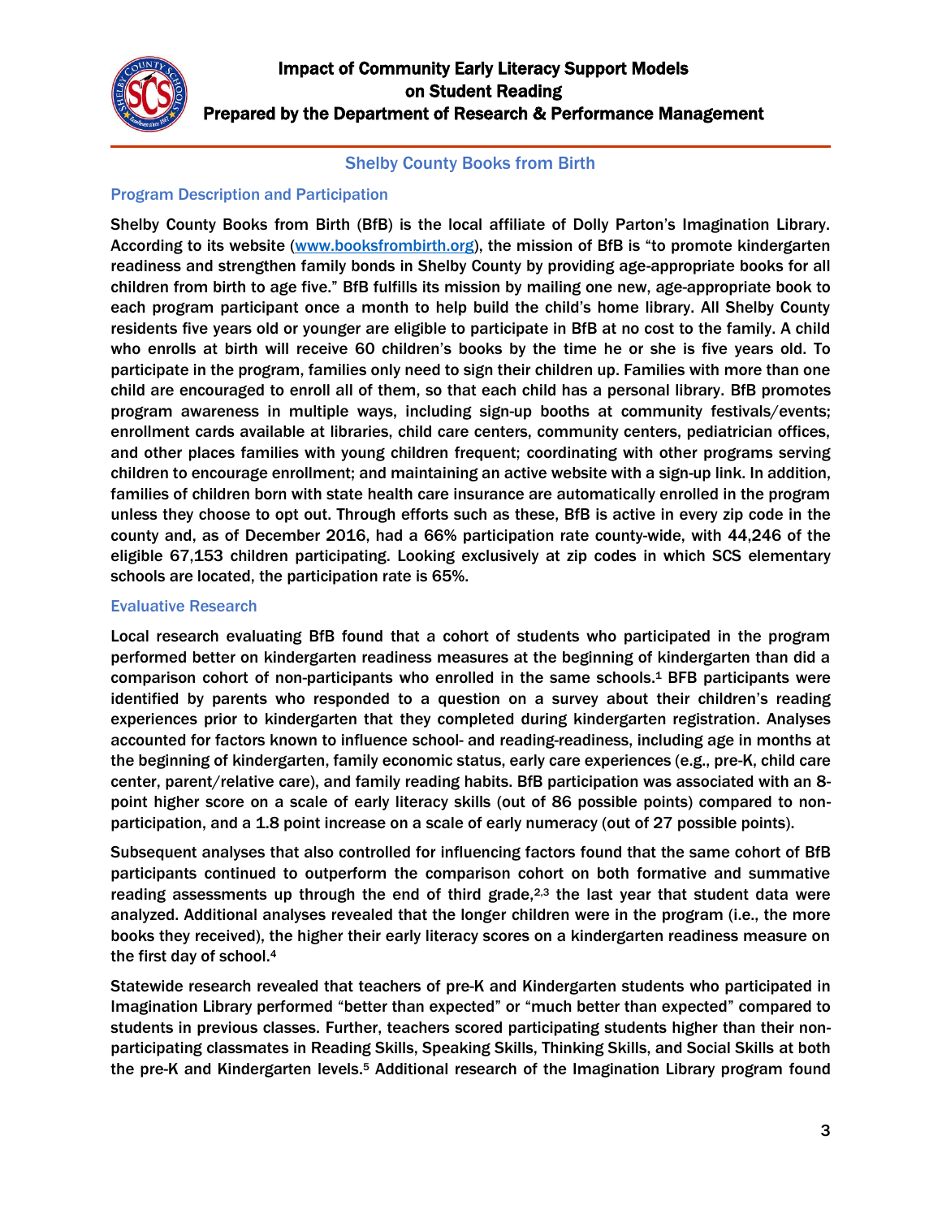## Shelby County Books from Birth

### Program Description and Participation

Shelby County Books from Birth (BfB) is the local affiliate of Dolly Parton's Imagination Library. According to its website (www.booksfrombirth.org), the mission of BfB is "to promote kindergarten readiness and strengthen family bonds in Shelby County by providing age-appropriate books for all children from birth to age five." BfB fulfills its mission by mailing one new, age-appropriate book to each program participant once a month to help build the child's home library. All Shelby County residents five years old or younger are eligible to participate in BfB at no cost to the family. A child who enrolls at birth will receive 60 children's books by the time he or she is five years old. To participate in the program, families only need to sign their children up. Families with more than one child are encouraged to enroll all of them, so that each child has a personal library. BfB promotes program awareness in multiple ways, including sign-up booths at community festivals/events; enrollment cards available at libraries, child care centers, community centers, pediatrician offices, and other places families with young children frequent; coordinating with other programs serving children to encourage enrollment; and maintaining an active website with a sign-up link. In addition, families of children born with state health care insurance are automatically enrolled in the program unless they choose to opt out. Through efforts such as these, BfB is active in every zip code in the county and, as of December 2016, had a 66% participation rate county-wide, with 44,246 of the eligible 67,153 children participating. Looking exclusively at zip codes in which SCS elementary schools are located, the participation rate is 65%.

### Evaluative Research

Local research evaluating BfB found that a cohort of students who participated in the program performed better on kindergarten readiness measures at the beginning of kindergarten than did a comparison cohort of non-participants who enrolled in the same schools.[1] BFB participants were identified by parents who responded to a question on a survey about their children's reading experiences prior to kindergarten that they completed during kindergarten registration. Analyses accounted for factors known to influence school- and reading-readiness, including age in months at the beginning of kindergarten, family economic status, early care experiences (e.g., pre-K, child care center, parent/relative care), and family reading habits. BfB participation was associated with an 8-point higher score on a scale of early literacy skills (out of 86 possible points) compared to non-participation, and a 1.8 point increase on a scale of early numeracy (out of 27 possible points).

Subsequent analyses that also controlled for influencing factors found that the same cohort of BfB participants continued to outperform the comparison cohort on both formative and summative reading assessments up through the end of third grade,[2,3] the last year that student data were analyzed. Additional analyses revealed that the longer children were in the program (i.e., the more books they received), the higher their early literacy scores on a kindergarten readiness measure on the first day of school.[4]

Statewide research revealed that teachers of pre-K and Kindergarten students who participated in Imagination Library performed "better than expected" or "much better than expected" compared to students in previous classes. Further, teachers scored participating students higher than their non-participating classmates in Reading Skills, Speaking Skills, Thinking Skills, and Social Skills at both the pre-K and Kindergarten levels.[5] Additional research of the Imagination Library program found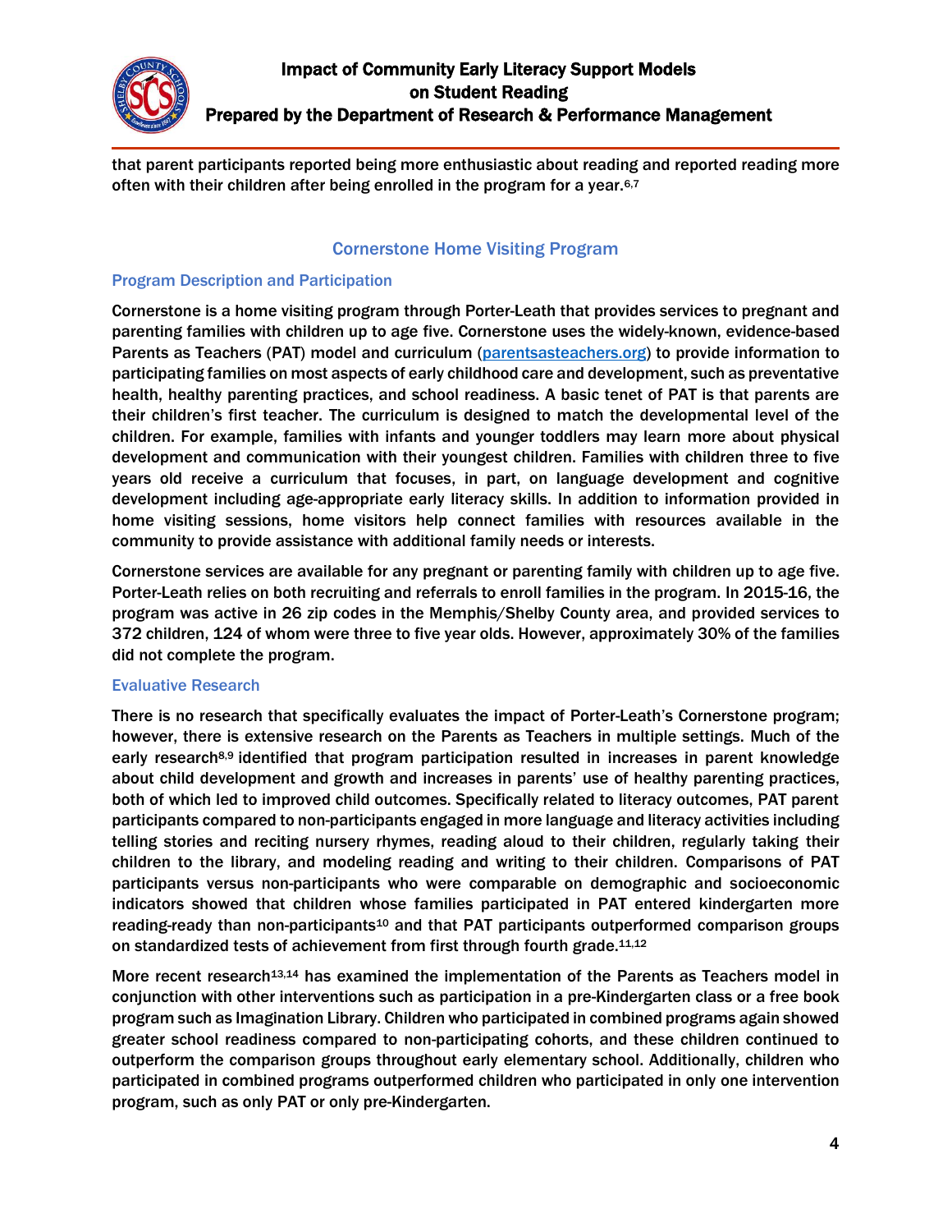that parent participants reported being more enthusiastic about reading and reported reading more often with their children after being enrolled in the program for a year.[6,7]

## Cornerstone Home Visiting Program

### Program Description and Participation

Cornerstone is a home visiting program through Porter-Leath that provides services to pregnant and parenting families with children up to age five. Cornerstone uses the widely-known, evidence-based Parents as Teachers (PAT) model and curriculum (parentsasteachers.org) to provide information to participating families on most aspects of early childhood care and development, such as preventative health, healthy parenting practices, and school readiness. A basic tenet of PAT is that parents are their children's first teacher. The curriculum is designed to match the developmental level of the children. For example, families with infants and younger toddlers may learn more about physical development and communication with their youngest children. Families with children three to five years old receive a curriculum that focuses, in part, on language development and cognitive development including age-appropriate early literacy skills. In addition to information provided in home visiting sessions, home visitors help connect families with resources available in the community to provide assistance with additional family needs or interests.

Cornerstone services are available for any pregnant or parenting family with children up to age five. Porter-Leath relies on both recruiting and referrals to enroll families in the program. In 2015-16, the program was active in 26 zip codes in the Memphis/Shelby County area, and provided services to 372 children, 124 of whom were three to five year olds. However, approximately 30% of the families did not complete the program.

### Evaluative Research

There is no research that specifically evaluates the impact of Porter-Leath's Cornerstone program; however, there is extensive research on the Parents as Teachers in multiple settings. Much of the early research[8,9] identified that program participation resulted in increases in parent knowledge about child development and growth and increases in parents' use of healthy parenting practices, both of which led to improved child outcomes. Specifically related to literacy outcomes, PAT parent participants compared to non-participants engaged in more language and literacy activities including telling stories and reciting nursery rhymes, reading aloud to their children, regularly taking their children to the library, and modeling reading and writing to their children. Comparisons of PAT participants versus non-participants who were comparable on demographic and socioeconomic indicators showed that children whose families participated in PAT entered kindergarten more reading-ready than non-participants[10] and that PAT participants outperformed comparison groups on standardized tests of achievement from first through fourth grade.[11,12]

More recent research[13,14] has examined the implementation of the Parents as Teachers model in conjunction with other interventions such as participation in a pre-Kindergarten class or a free book program such as Imagination Library. Children who participated in combined programs again showed greater school readiness compared to non-participating cohorts, and these children continued to outperform the comparison groups throughout early elementary school. Additionally, children who participated in combined programs outperformed children who participated in only one intervention program, such as only PAT or only pre-Kindergarten.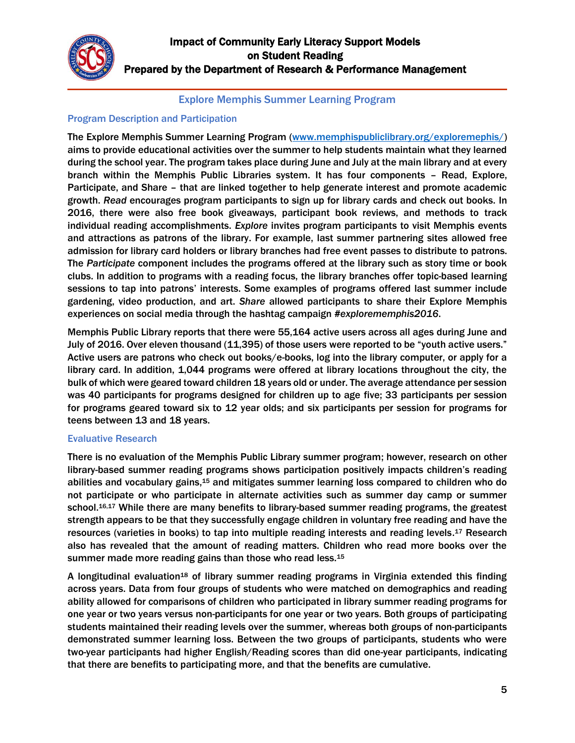## Explore Memphis Summer Learning Program

### Program Description and Participation

The Explore Memphis Summer Learning Program (www.memphispubliclibrary.org/explorememphis/) aims to provide educational activities over the summer to help students maintain what they learned during the school year. The program takes place during June and July at the main library and at every branch within the Memphis Public Libraries system. It has four components – Read, Explore, Participate, and Share – that are linked together to help generate interest and promote academic growth. *Read* encourages program participants to sign up for library cards and check out books. In 2016, there were also free book giveaways, participant book reviews, and methods to track individual reading accomplishments. *Explore* invites program participants to visit Memphis events and attractions as patrons of the library. For example, last summer partnering sites allowed free admission for library card holders or library branches had free event passes to distribute to patrons. The *Participate* component includes the programs offered at the library such as story time or book clubs. In addition to programs with a reading focus, the library branches offer topic-based learning sessions to tap into patrons' interests. Some examples of programs offered last summer include gardening, video production, and art. *Share* allowed participants to share their Explore Memphis experiences on social media through the hashtag campaign *#explorememphis2016*.

Memphis Public Library reports that there were 55,164 active users across all ages during June and July of 2016. Over eleven thousand (11,395) of those users were reported to be "youth active users." Active users are patrons who check out books/e-books, log into the library computer, or apply for a library card. In addition, 1,044 programs were offered at library locations throughout the city, the bulk of which were geared toward children 18 years old or under. The average attendance per session was 40 participants for programs designed for children up to age five; 33 participants per session for programs geared toward six to 12 year olds; and six participants per session for programs for teens between 13 and 18 years.

### Evaluative Research

There is no evaluation of the Memphis Public Library summer program; however, research on other library-based summer reading programs shows participation positively impacts children's reading abilities and vocabulary gains,[15] and mitigates summer learning loss compared to children who do not participate or who participate in alternate activities such as summer day camp or summer school.[16,17] While there are many benefits to library-based summer reading programs, the greatest strength appears to be that they successfully engage children in voluntary free reading and have the resources (varieties in books) to tap into multiple reading interests and reading levels.[17] Research also has revealed that the amount of reading matters. Children who read more books over the summer made more reading gains than those who read less.[15]

A longitudinal evaluation[18] of library summer reading programs in Virginia extended this finding across years. Data from four groups of students who were matched on demographics and reading ability allowed for comparisons of children who participated in library summer reading programs for one year or two years versus non-participants for one year or two years. Both groups of participating students maintained their reading levels over the summer, whereas both groups of non-participants demonstrated summer learning loss. Between the two groups of participants, students who were two-year participants had higher English/Reading scores than did one-year participants, indicating that there are benefits to participating more, and that the benefits are cumulative.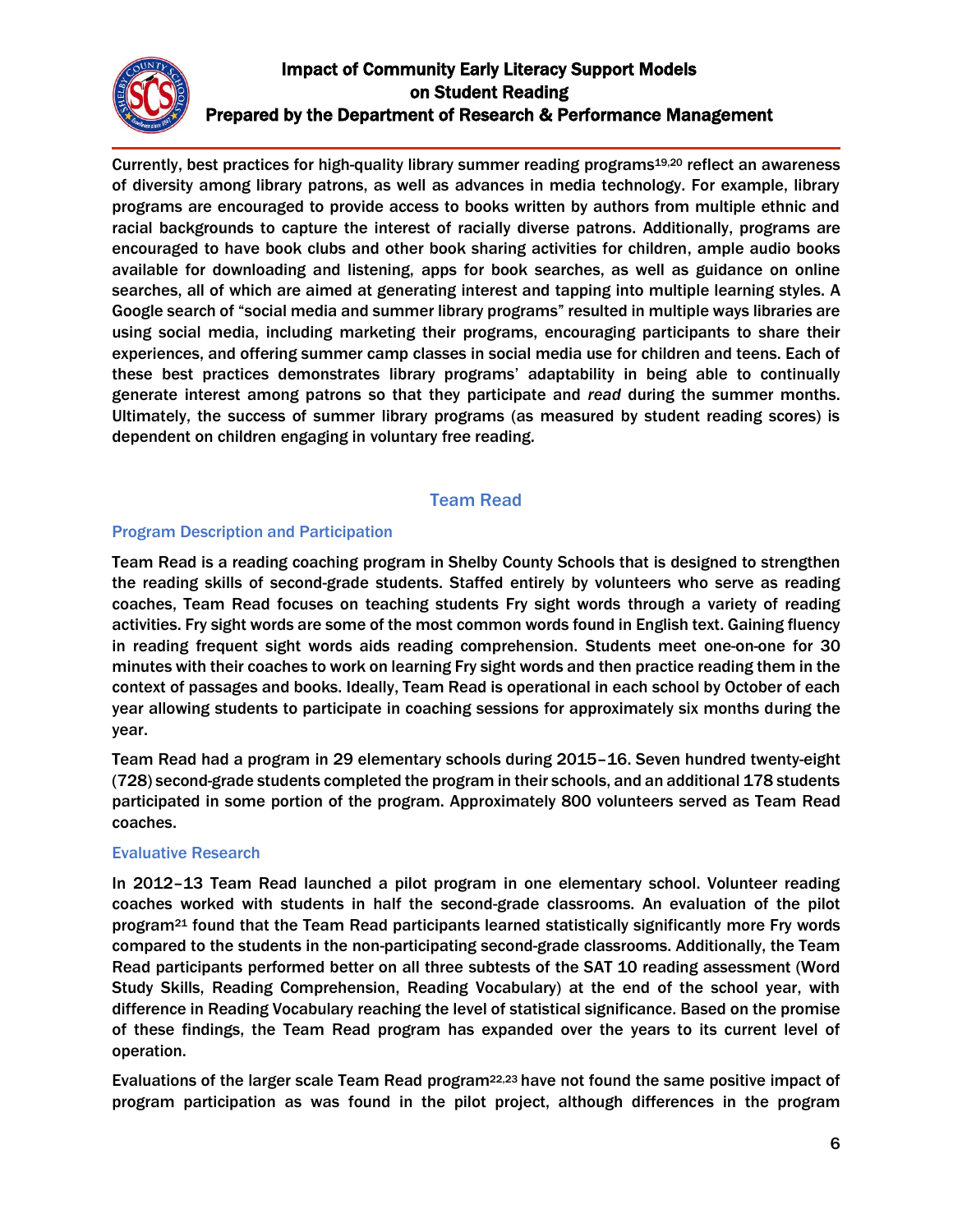Currently, best practices for high-quality library summer reading programs[19,20] reflect an awareness of diversity among library patrons, as well as advances in media technology. For example, library programs are encouraged to provide access to books written by authors from multiple ethnic and racial backgrounds to capture the interest of racially diverse patrons. Additionally, programs are encouraged to have book clubs and other book sharing activities for children, ample audio books available for downloading and listening, apps for book searches, as well as guidance on online searches, all of which are aimed at generating interest and tapping into multiple learning styles. A Google search of "social media and summer library programs" resulted in multiple ways libraries are using social media, including marketing their programs, encouraging participants to share their experiences, and offering summer camp classes in social media use for children and teens. Each of these best practices demonstrates library programs' adaptability in being able to continually generate interest among patrons so that they participate and *read* during the summer months. Ultimately, the success of summer library programs (as measured by student reading scores) is dependent on children engaging in voluntary free reading.

## Team Read

### Program Description and Participation

Team Read is a reading coaching program in Shelby County Schools that is designed to strengthen the reading skills of second-grade students. Staffed entirely by volunteers who serve as reading coaches, Team Read focuses on teaching students Fry sight words through a variety of reading activities. Fry sight words are some of the most common words found in English text. Gaining fluency in reading frequent sight words aids reading comprehension. Students meet one-on-one for 30 minutes with their coaches to work on learning Fry sight words and then practice reading them in the context of passages and books. Ideally, Team Read is operational in each school by October of each year allowing students to participate in coaching sessions for approximately six months during the year.

Team Read had a program in 29 elementary schools during 2015–16. Seven hundred twenty-eight (728) second-grade students completed the program in their schools, and an additional 178 students participated in some portion of the program. Approximately 800 volunteers served as Team Read coaches.

### Evaluative Research

In 2012–13 Team Read launched a pilot program in one elementary school. Volunteer reading coaches worked with students in half the second-grade classrooms. An evaluation of the pilot program[21] found that the Team Read participants learned statistically significantly more Fry words compared to the students in the non-participating second-grade classrooms. Additionally, the Team Read participants performed better on all three subtests of the SAT 10 reading assessment (Word Study Skills, Reading Comprehension, Reading Vocabulary) at the end of the school year, with difference in Reading Vocabulary reaching the level of statistical significance. Based on the promise of these findings, the Team Read program has expanded over the years to its current level of operation.

Evaluations of the larger scale Team Read program[22,23] have not found the same positive impact of program participation as was found in the pilot project, although differences in the program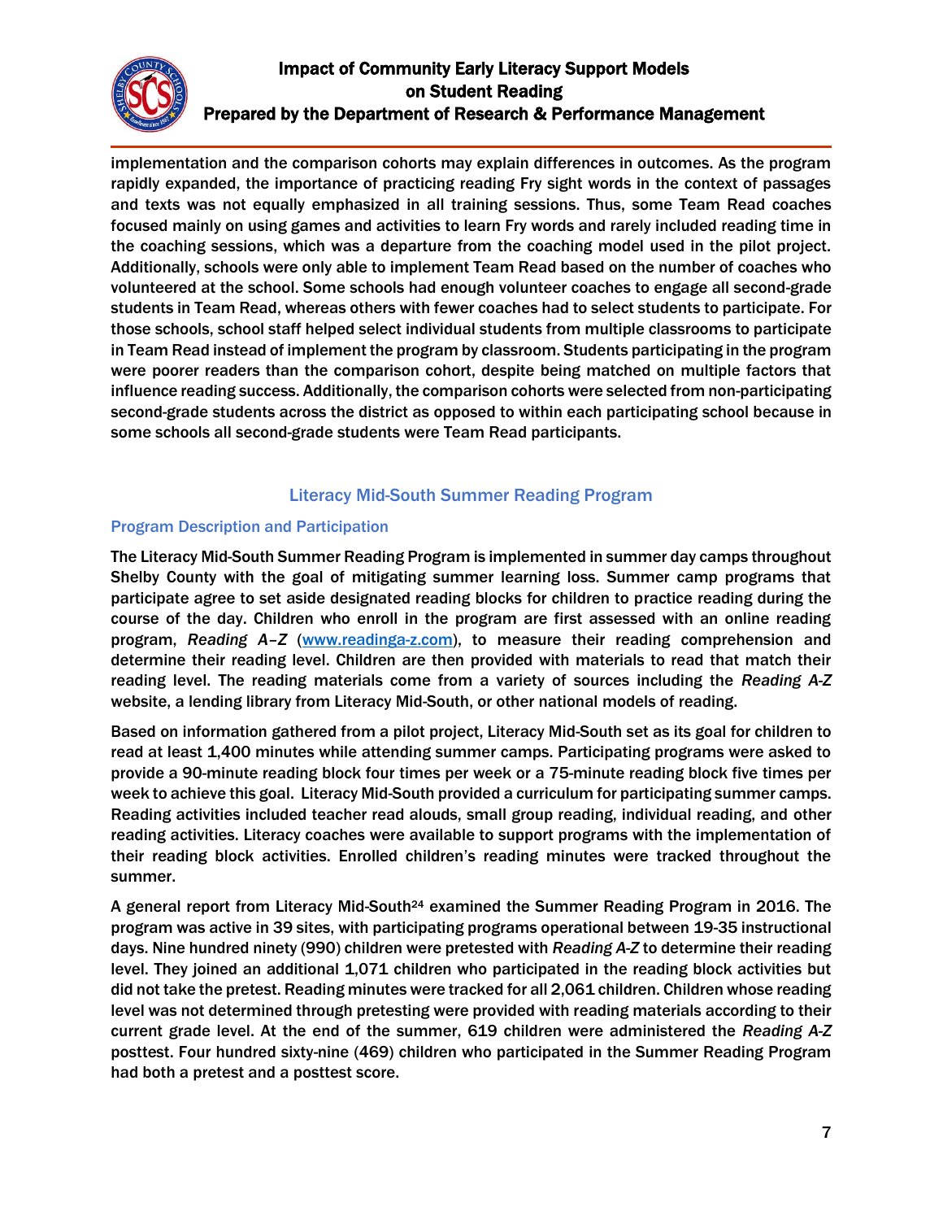implementation and the comparison cohorts may explain differences in outcomes. As the program rapidly expanded, the importance of practicing reading Fry sight words in the context of passages and texts was not equally emphasized in all training sessions. Thus, some Team Read coaches focused mainly on using games and activities to learn Fry words and rarely included reading time in the coaching sessions, which was a departure from the coaching model used in the pilot project. Additionally, schools were only able to implement Team Read based on the number of coaches who volunteered at the school. Some schools had enough volunteer coaches to engage all second-grade students in Team Read, whereas others with fewer coaches had to select students to participate. For those schools, school staff helped select individual students from multiple classrooms to participate in Team Read instead of implement the program by classroom. Students participating in the program were poorer readers than the comparison cohort, despite being matched on multiple factors that influence reading success. Additionally, the comparison cohorts were selected from non-participating second-grade students across the district as opposed to within each participating school because in some schools all second-grade students were Team Read participants.

## Literacy Mid-South Summer Reading Program

### Program Description and Participation

The Literacy Mid-South Summer Reading Program is implemented in summer day camps throughout Shelby County with the goal of mitigating summer learning loss. Summer camp programs that participate agree to set aside designated reading blocks for children to practice reading during the course of the day. Children who enroll in the program are first assessed with an online reading program, *Reading A–Z* (www.readinga-z.com), to measure their reading comprehension and determine their reading level. Children are then provided with materials to read that match their reading level. The reading materials come from a variety of sources including the *Reading A-Z* website, a lending library from Literacy Mid-South, or other national models of reading.

Based on information gathered from a pilot project, Literacy Mid-South set as its goal for children to read at least 1,400 minutes while attending summer camps. Participating programs were asked to provide a 90-minute reading block four times per week or a 75-minute reading block five times per week to achieve this goal. Literacy Mid-South provided a curriculum for participating summer camps. Reading activities included teacher read alouds, small group reading, individual reading, and other reading activities. Literacy coaches were available to support programs with the implementation of their reading block activities. Enrolled children's reading minutes were tracked throughout the summer.

A general report from Literacy Mid-South[24] examined the Summer Reading Program in 2016. The program was active in 39 sites, with participating programs operational between 19-35 instructional days. Nine hundred ninety (990) children were pretested with *Reading A-Z* to determine their reading level. They joined an additional 1,071 children who participated in the reading block activities but did not take the pretest. Reading minutes were tracked for all 2,061 children. Children whose reading level was not determined through pretesting were provided with reading materials according to their current grade level. At the end of the summer, 619 children were administered the *Reading A-Z* posttest. Four hundred sixty-nine (469) children who participated in the Summer Reading Program had both a pretest and a posttest score.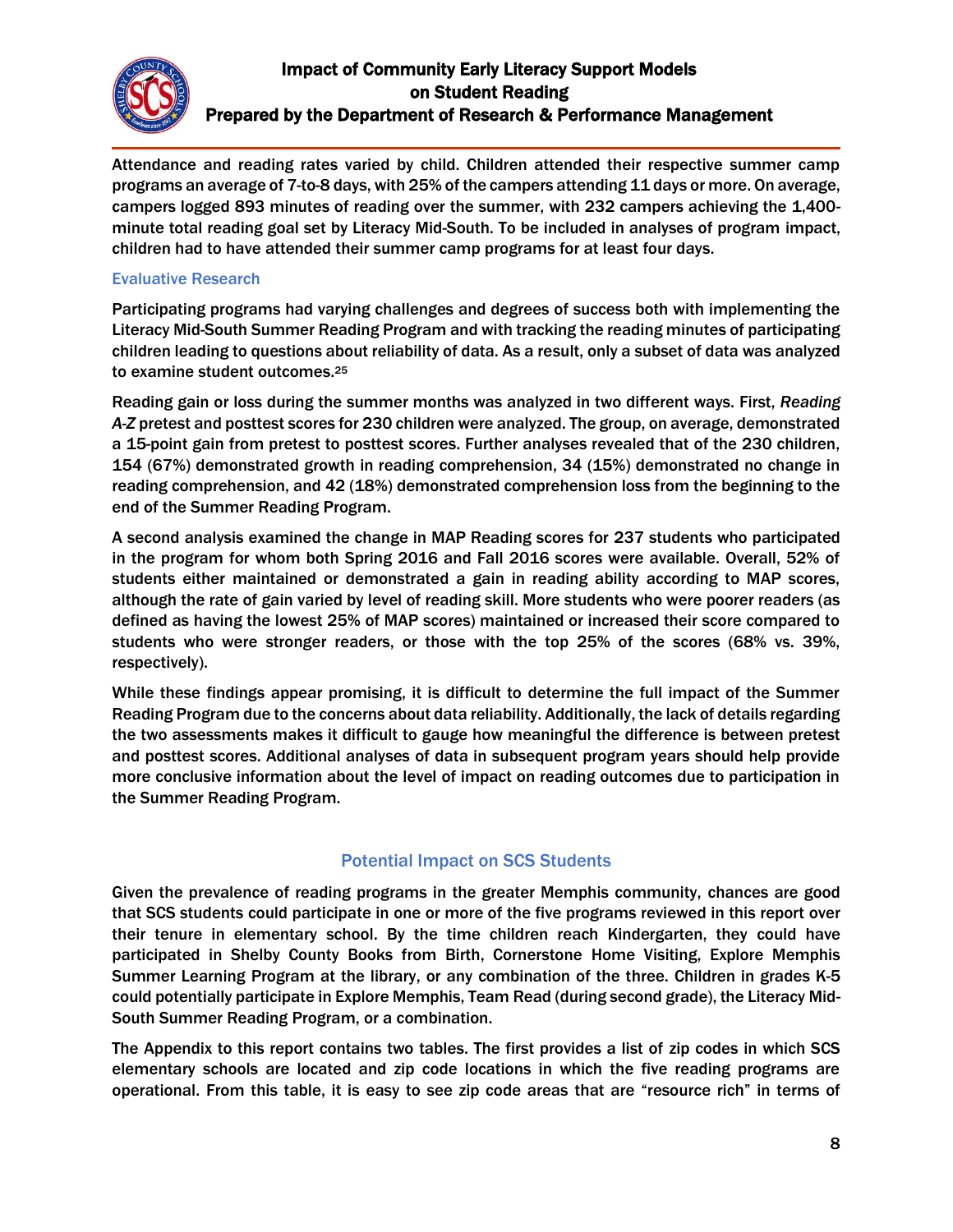Attendance and reading rates varied by child. Children attended their respective summer camp programs an average of 7-to-8 days, with 25% of the campers attending 11 days or more. On average, campers logged 893 minutes of reading over the summer, with 232 campers achieving the 1,400-minute total reading goal set by Literacy Mid-South. To be included in analyses of program impact, children had to have attended their summer camp programs for at least four days.

### Evaluative Research

Participating programs had varying challenges and degrees of success both with implementing the Literacy Mid-South Summer Reading Program and with tracking the reading minutes of participating children leading to questions about reliability of data. As a result, only a subset of data was analyzed to examine student outcomes.[25]

Reading gain or loss during the summer months was analyzed in two different ways. First, *Reading A-Z* pretest and posttest scores for 230 children were analyzed. The group, on average, demonstrated a 15-point gain from pretest to posttest scores. Further analyses revealed that of the 230 children, 154 (67%) demonstrated growth in reading comprehension, 34 (15%) demonstrated no change in reading comprehension, and 42 (18%) demonstrated comprehension loss from the beginning to the end of the Summer Reading Program.

A second analysis examined the change in MAP Reading scores for 237 students who participated in the program for whom both Spring 2016 and Fall 2016 scores were available. Overall, 52% of students either maintained or demonstrated a gain in reading ability according to MAP scores, although the rate of gain varied by level of reading skill. More students who were poorer readers (as defined as having the lowest 25% of MAP scores) maintained or increased their score compared to students who were stronger readers, or those with the top 25% of the scores (68% vs. 39%, respectively).

While these findings appear promising, it is difficult to determine the full impact of the Summer Reading Program due to the concerns about data reliability. Additionally, the lack of details regarding the two assessments makes it difficult to gauge how meaningful the difference is between pretest and posttest scores. Additional analyses of data in subsequent program years should help provide more conclusive information about the level of impact on reading outcomes due to participation in the Summer Reading Program.

## Potential Impact on SCS Students

Given the prevalence of reading programs in the greater Memphis community, chances are good that SCS students could participate in one or more of the five programs reviewed in this report over their tenure in elementary school. By the time children reach Kindergarten, they could have participated in Shelby County Books from Birth, Cornerstone Home Visiting, Explore Memphis Summer Learning Program at the library, or any combination of the three. Children in grades K-5 could potentially participate in Explore Memphis, Team Read (during second grade), the Literacy Mid-South Summer Reading Program, or a combination.

The Appendix to this report contains two tables. The first provides a list of zip codes in which SCS elementary schools are located and zip code locations in which the five reading programs are operational. From this table, it is easy to see zip code areas that are "resource rich" in terms of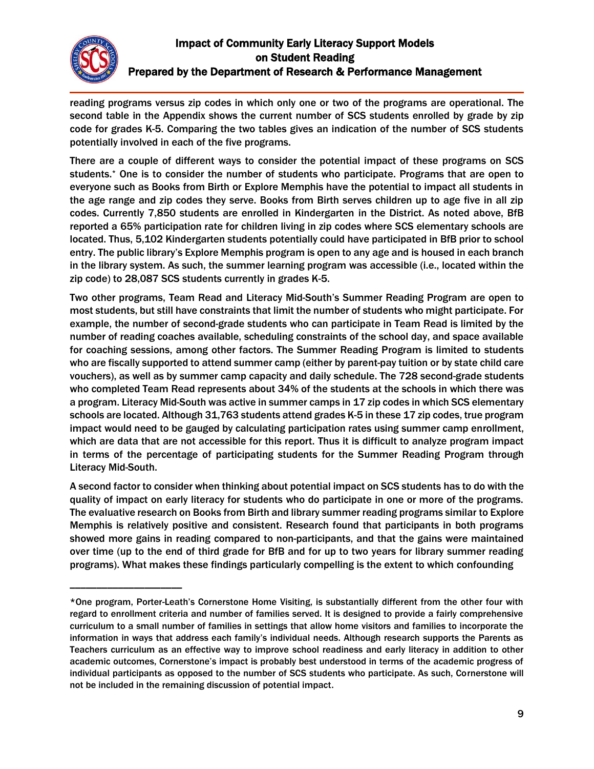reading programs versus zip codes in which only one or two of the programs are operational. The second table in the Appendix shows the current number of SCS students enrolled by grade by zip code for grades K-5. Comparing the two tables gives an indication of the number of SCS students potentially involved in each of the five programs.

There are a couple of different ways to consider the potential impact of these programs on SCS students.* One is to consider the number of students who participate. Programs that are open to everyone such as Books from Birth or Explore Memphis have the potential to impact all students in the age range and zip codes they serve. Books from Birth serves children up to age five in all zip codes. Currently 7,850 students are enrolled in Kindergarten in the District. As noted above, BfB reported a 65% participation rate for children living in zip codes where SCS elementary schools are located. Thus, 5,102 Kindergarten students potentially could have participated in BfB prior to school entry. The public library's Explore Memphis program is open to any age and is housed in each branch in the library system. As such, the summer learning program was accessible (i.e., located within the zip code) to 28,087 SCS students currently in grades K-5.

Two other programs, Team Read and Literacy Mid-South's Summer Reading Program are open to most students, but still have constraints that limit the number of students who might participate. For example, the number of second-grade students who can participate in Team Read is limited by the number of reading coaches available, scheduling constraints of the school day, and space available for coaching sessions, among other factors. The Summer Reading Program is limited to students who are fiscally supported to attend summer camp (either by parent-pay tuition or by state child care vouchers), as well as by summer camp capacity and daily schedule. The 728 second-grade students who completed Team Read represents about 34% of the students at the schools in which there was a program. Literacy Mid-South was active in summer camps in 17 zip codes in which SCS elementary schools are located. Although 31,763 students attend grades K-5 in these 17 zip codes, true program impact would need to be gauged by calculating participation rates using summer camp enrollment, which are data that are not accessible for this report. Thus it is difficult to analyze program impact in terms of the percentage of participating students for the Summer Reading Program through Literacy Mid-South.

A second factor to consider when thinking about potential impact on SCS students has to do with the quality of impact on early literacy for students who do participate in one or more of the programs. The evaluative research on Books from Birth and library summer reading programs similar to Explore Memphis is relatively positive and consistent. Research found that participants in both programs showed more gains in reading compared to non-participants, and that the gains were maintained over time (up to the end of third grade for BfB and for up to two years for library summer reading programs). What makes these findings particularly compelling is the extent to which confounding

---

*One program, Porter-Leath's Cornerstone Home Visiting, is substantially different from the other four with regard to enrollment criteria and number of families served. It is designed to provide a fairly comprehensive curriculum to a small number of families in settings that allow home visitors and families to incorporate the information in ways that address each family's individual needs. Although research supports the Parents as Teachers curriculum as an effective way to improve school readiness and early literacy in addition to other academic outcomes, Cornerstone's impact is probably best understood in terms of the academic progress of individual participants as opposed to the number of SCS students who participate. As such, Cornerstone will not be included in the remaining discussion of potential impact.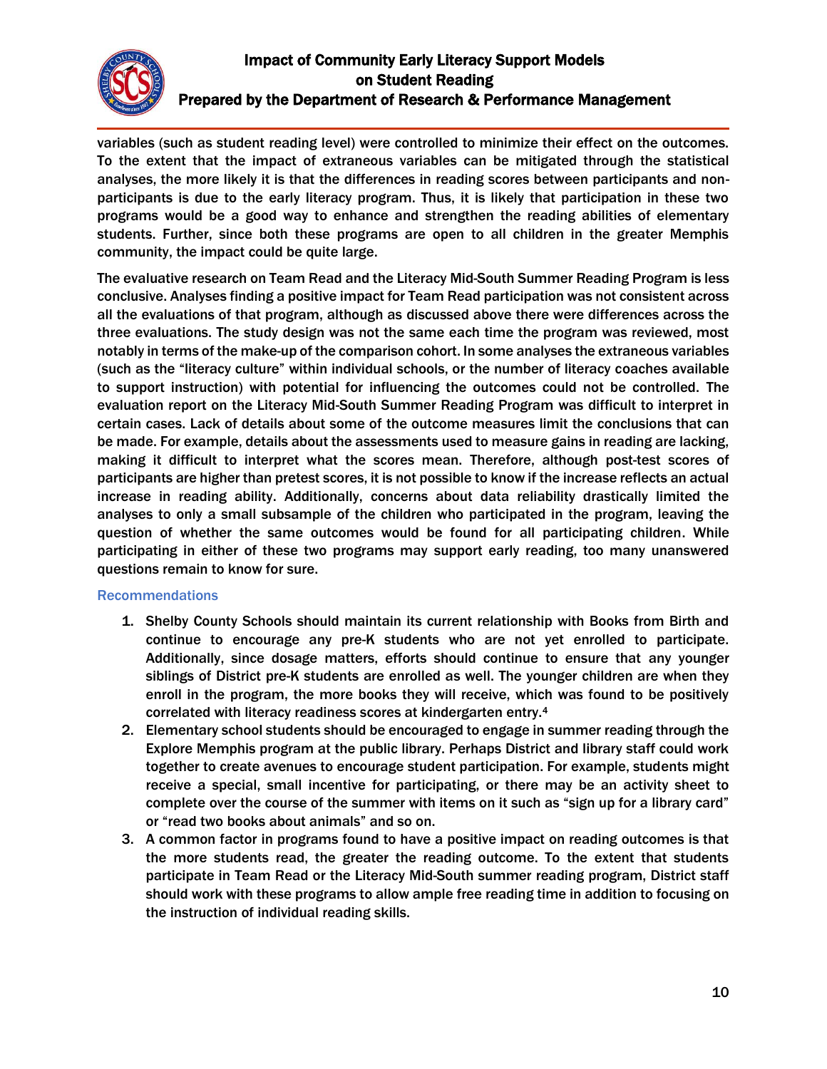variables (such as student reading level) were controlled to minimize their effect on the outcomes. To the extent that the impact of extraneous variables can be mitigated through the statistical analyses, the more likely it is that the differences in reading scores between participants and non-participants is due to the early literacy program. Thus, it is likely that participation in these two programs would be a good way to enhance and strengthen the reading abilities of elementary students. Further, since both these programs are open to all children in the greater Memphis community, the impact could be quite large.

The evaluative research on Team Read and the Literacy Mid-South Summer Reading Program is less conclusive. Analyses finding a positive impact for Team Read participation was not consistent across all the evaluations of that program, although as discussed above there were differences across the three evaluations. The study design was not the same each time the program was reviewed, most notably in terms of the make-up of the comparison cohort. In some analyses the extraneous variables (such as the "literacy culture" within individual schools, or the number of literacy coaches available to support instruction) with potential for influencing the outcomes could not be controlled. The evaluation report on the Literacy Mid-South Summer Reading Program was difficult to interpret in certain cases. Lack of details about some of the outcome measures limit the conclusions that can be made. For example, details about the assessments used to measure gains in reading are lacking, making it difficult to interpret what the scores mean. Therefore, although post-test scores of participants are higher than pretest scores, it is not possible to know if the increase reflects an actual increase in reading ability. Additionally, concerns about data reliability drastically limited the analyses to only a small subsample of the children who participated in the program, leaving the question of whether the same outcomes would be found for all participating children. While participating in either of these two programs may support early reading, too many unanswered questions remain to know for sure.

### Recommendations

1. Shelby County Schools should maintain its current relationship with Books from Birth and continue to encourage any pre-K students who are not yet enrolled to participate. Additionally, since dosage matters, efforts should continue to ensure that any younger siblings of District pre-K students are enrolled as well. The younger children are when they enroll in the program, the more books they will receive, which was found to be positively correlated with literacy readiness scores at kindergarten entry.[4]
2. Elementary school students should be encouraged to engage in summer reading through the Explore Memphis program at the public library. Perhaps District and library staff could work together to create avenues to encourage student participation. For example, students might receive a special, small incentive for participating, or there may be an activity sheet to complete over the course of the summer with items on it such as "sign up for a library card" or "read two books about animals" and so on.
3. A common factor in programs found to have a positive impact on reading outcomes is that the more students read, the greater the reading outcome. To the extent that students participate in Team Read or the Literacy Mid-South summer reading program, District staff should work with these programs to allow ample free reading time in addition to focusing on the instruction of individual reading skills.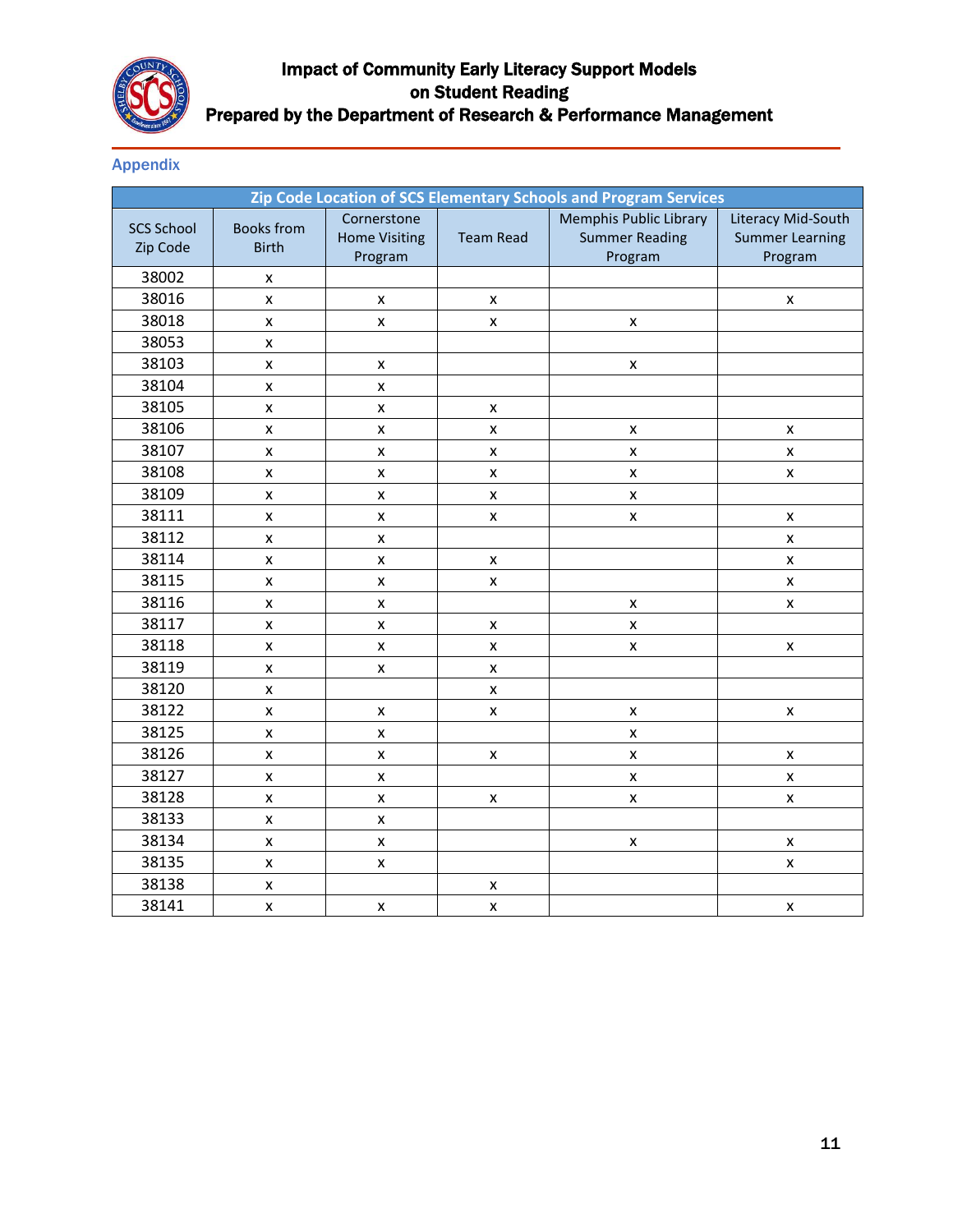## Appendix

| Zip Code Location of SCS Elementary Schools and Program Services | | | | | |
|---|---|---|---|---|---|
| SCS School Zip Code | Books from Birth | Cornerstone Home Visiting Program | Team Read | Memphis Public Library Summer Reading Program | Literacy Mid-South Summer Learning Program |
| 38002 | x | | | | |
| 38016 | x | x | x | | x |
| 38018 | x | x | x | x | |
| 38053 | x | | | | |
| 38103 | x | x | | x | |
| 38104 | x | x | | | |
| 38105 | x | x | x | | |
| 38106 | x | x | x | x | x |
| 38107 | x | x | x | x | x |
| 38108 | x | x | x | x | x |
| 38109 | x | x | x | x | |
| 38111 | x | x | x | x | x |
| 38112 | x | x | | | x |
| 38114 | x | x | x | | x |
| 38115 | x | x | x | | x |
| 38116 | x | x | | x | x |
| 38117 | x | x | x | x | |
| 38118 | x | x | x | x | x |
| 38119 | x | x | x | | |
| 38120 | x | | x | | |
| 38122 | x | x | x | x | x |
| 38125 | x | x | | x | |
| 38126 | x | x | x | x | x |
| 38127 | x | x | | x | x |
| 38128 | x | x | x | x | x |
| 38133 | x | x | | | |
| 38134 | x | x | | x | x |
| 38135 | x | x | | | x |
| 38138 | x | | x | | |
| 38141 | x | x | x | | x |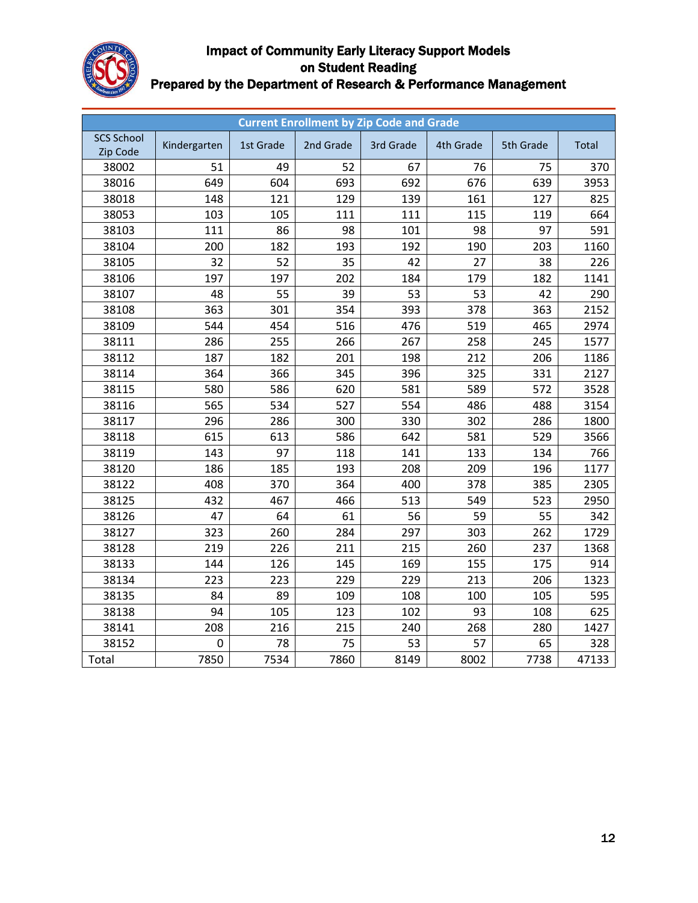# Impact of Community Early Literacy Support Models on Student Reading

## Prepared by the Department of Research & Performance Management

| Current Enrollment by Zip Code and Grade | | | | | | | |
|---|---|---|---|---|---|---|---|
| SCS School Zip Code | Kindergarten | 1st Grade | 2nd Grade | 3rd Grade | 4th Grade | 5th Grade | Total |
| 38002 | 51 | 49 | 52 | 67 | 76 | 75 | 370 |
| 38016 | 649 | 604 | 693 | 692 | 676 | 639 | 3953 |
| 38018 | 148 | 121 | 129 | 139 | 161 | 127 | 825 |
| 38053 | 103 | 105 | 111 | 111 | 115 | 119 | 664 |
| 38103 | 111 | 86 | 98 | 101 | 98 | 97 | 591 |
| 38104 | 200 | 182 | 193 | 192 | 190 | 203 | 1160 |
| 38105 | 32 | 52 | 35 | 42 | 27 | 38 | 226 |
| 38106 | 197 | 197 | 202 | 184 | 179 | 182 | 1141 |
| 38107 | 48 | 55 | 39 | 53 | 53 | 42 | 290 |
| 38108 | 363 | 301 | 354 | 393 | 378 | 363 | 2152 |
| 38109 | 544 | 454 | 516 | 476 | 519 | 465 | 2974 |
| 38111 | 286 | 255 | 266 | 267 | 258 | 245 | 1577 |
| 38112 | 187 | 182 | 201 | 198 | 212 | 206 | 1186 |
| 38114 | 364 | 366 | 345 | 396 | 325 | 331 | 2127 |
| 38115 | 580 | 586 | 620 | 581 | 589 | 572 | 3528 |
| 38116 | 565 | 534 | 527 | 554 | 486 | 488 | 3154 |
| 38117 | 296 | 286 | 300 | 330 | 302 | 286 | 1800 |
| 38118 | 615 | 613 | 586 | 642 | 581 | 529 | 3566 |
| 38119 | 143 | 97 | 118 | 141 | 133 | 134 | 766 |
| 38120 | 186 | 185 | 193 | 208 | 209 | 196 | 1177 |
| 38122 | 408 | 370 | 364 | 400 | 378 | 385 | 2305 |
| 38125 | 432 | 467 | 466 | 513 | 549 | 523 | 2950 |
| 38126 | 47 | 64 | 61 | 56 | 59 | 55 | 342 |
| 38127 | 323 | 260 | 284 | 297 | 303 | 262 | 1729 |
| 38128 | 219 | 226 | 211 | 215 | 260 | 237 | 1368 |
| 38133 | 144 | 126 | 145 | 169 | 155 | 175 | 914 |
| 38134 | 223 | 223 | 229 | 229 | 213 | 206 | 1323 |
| 38135 | 84 | 89 | 109 | 108 | 100 | 105 | 595 |
| 38138 | 94 | 105 | 123 | 102 | 93 | 108 | 625 |
| 38141 | 208 | 216 | 215 | 240 | 268 | 280 | 1427 |
| 38152 | 0 | 78 | 75 | 53 | 57 | 65 | 328 |
| Total | 7850 | 7534 | 7860 | 8149 | 8002 | 7738 | 47133 |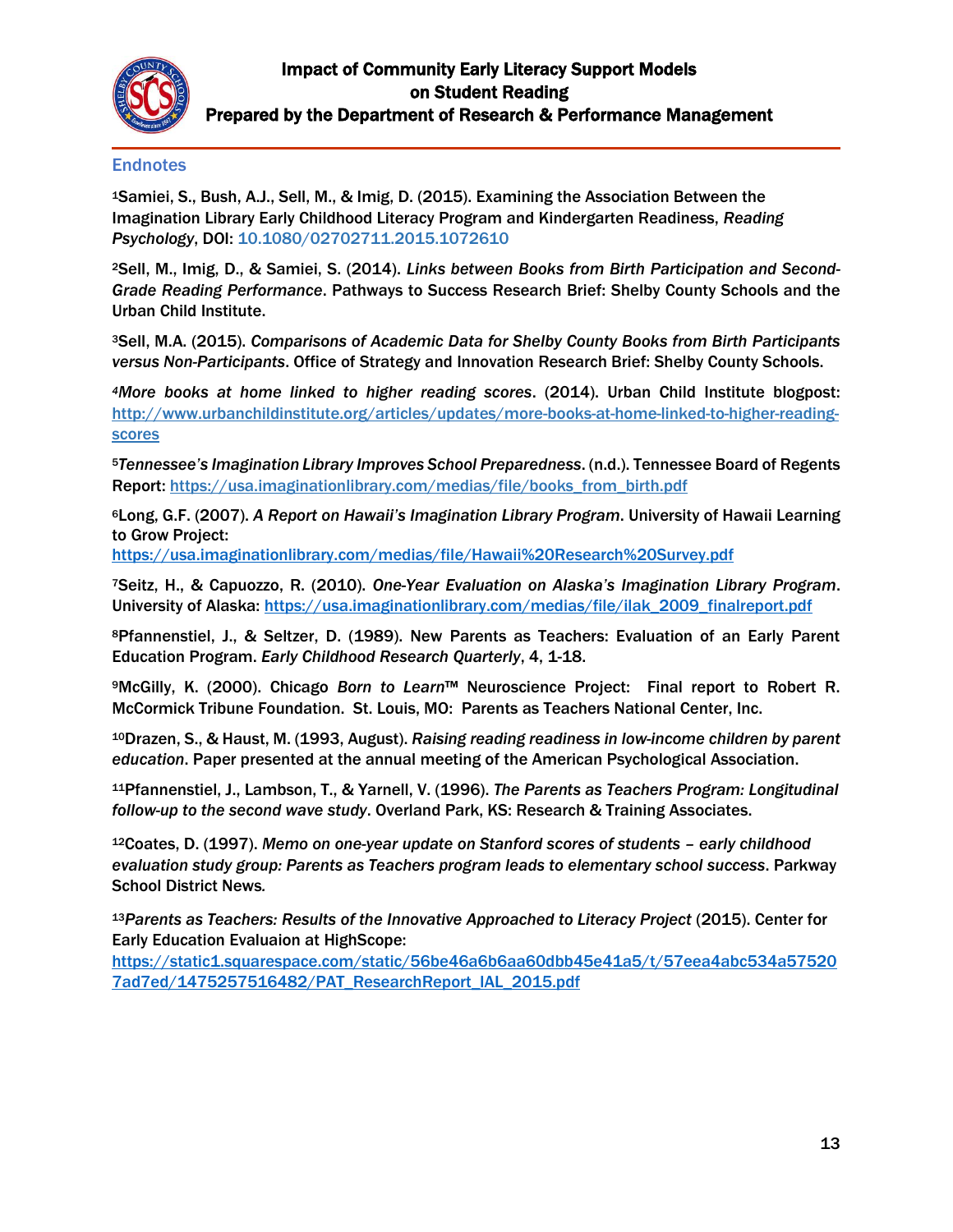## Endnotes

[1]Samiei, S., Bush, A.J., Sell, M., & Imig, D. (2015). Examining the Association Between the Imagination Library Early Childhood Literacy Program and Kindergarten Readiness, *Reading Psychology*, DOI: 10.1080/02702711.2015.1072610

[2]Sell, M., Imig, D., & Samiei, S. (2014). *Links between Books from Birth Participation and Second-Grade Reading Performance*. Pathways to Success Research Brief: Shelby County Schools and the Urban Child Institute.

[3]Sell, M.A. (2015). *Comparisons of Academic Data for Shelby County Books from Birth Participants versus Non-Participants*. Office of Strategy and Innovation Research Brief: Shelby County Schools.

[4]*More books at home linked to higher reading scores*. (2014). Urban Child Institute blogpost: http://www.urbanchildinstitute.org/articles/updates/more-books-at-home-linked-to-higher-reading-scores

[5]*Tennessee's Imagination Library Improves School Preparedness*. (n.d.). Tennessee Board of Regents Report: https://usa.imaginationlibrary.com/medias/file/books_from_birth.pdf

[6]Long, G.F. (2007). *A Report on Hawaii's Imagination Library Program*. University of Hawaii Learning to Grow Project: https://usa.imaginationlibrary.com/medias/file/Hawaii%20Research%20Survey.pdf

[7]Seitz, H., & Capuozzo, R. (2010). *One-Year Evaluation on Alaska's Imagination Library Program*. University of Alaska: https://usa.imaginationlibrary.com/medias/file/ilak_2009_finalreport.pdf

[8]Pfannenstiel, J., & Seltzer, D. (1989). New Parents as Teachers: Evaluation of an Early Parent Education Program. *Early Childhood Research Quarterly*, 4, 1-18.

[9]McGilly, K. (2000). Chicago *Born to Learn*™ Neuroscience Project: Final report to Robert R. McCormick Tribune Foundation. St. Louis, MO: Parents as Teachers National Center, Inc.

[10]Drazen, S., & Haust, M. (1993, August). *Raising reading readiness in low-income children by parent education*. Paper presented at the annual meeting of the American Psychological Association.

[11]Pfannenstiel, J., Lambson, T., & Yarnell, V. (1996). *The Parents as Teachers Program: Longitudinal follow-up to the second wave study*. Overland Park, KS: Research & Training Associates.

[12]Coates, D. (1997). *Memo on one-year update on Stanford scores of students – early childhood evaluation study group: Parents as Teachers program leads to elementary school success*. Parkway School District News.

[13]*Parents as Teachers: Results of the Innovative Approached to Literacy Project* (2015). Center for Early Education Evaluaion at HighScope: https://static1.squarespace.com/static/56be46a6b6aa60dbb45e41a5/t/57eea4abc534a575207ad7ed/1475257516482/PAT_ResearchReport_IAL_2015.pdf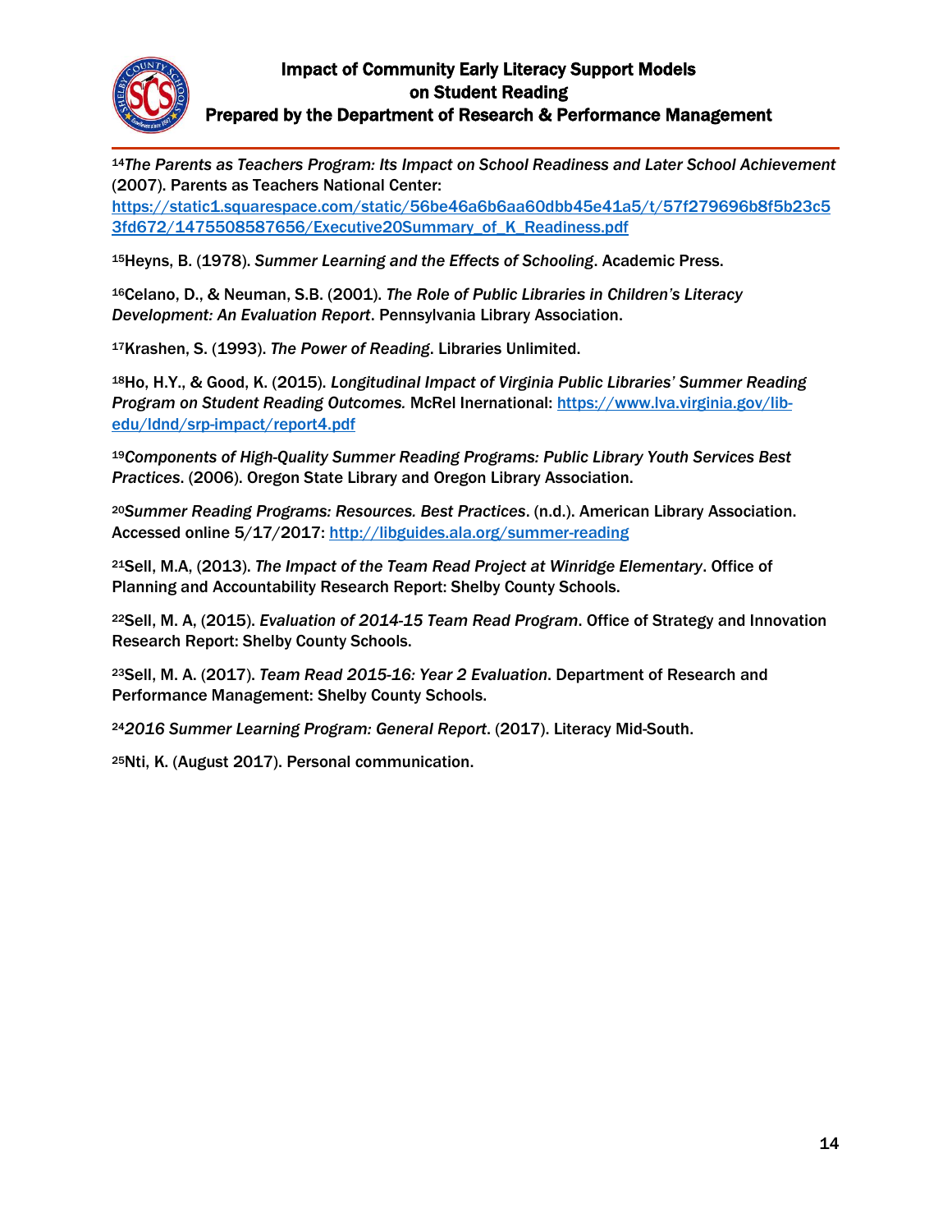[14]*The Parents as Teachers Program: Its Impact on School Readiness and Later School Achievement* (2007). Parents as Teachers National Center: https://static1.squarespace.com/static/56be46a6b6aa60dbb45e41a5/t/57f279696b8f5b23c53fd672/1475508587656/Executive20Summary_of_K_Readiness.pdf

[15]Heyns, B. (1978). *Summer Learning and the Effects of Schooling*. Academic Press.

[16]Celano, D., & Neuman, S.B. (2001). *The Role of Public Libraries in Children's Literacy Development: An Evaluation Report*. Pennsylvania Library Association.

[17]Krashen, S. (1993). *The Power of Reading*. Libraries Unlimited.

[18]Ho, H.Y., & Good, K. (2015). *Longitudinal Impact of Virginia Public Libraries' Summer Reading Program on Student Reading Outcomes.* McRel Inernational: https://www.lva.virginia.gov/lib-edu/ldnd/srp-impact/report4.pdf

[19]*Components of High-Quality Summer Reading Programs: Public Library Youth Services Best Practices*. (2006). Oregon State Library and Oregon Library Association.

[20]*Summer Reading Programs: Resources. Best Practices*. (n.d.). American Library Association. Accessed online 5/17/2017: http://libguides.ala.org/summer-reading

[21]Sell, M.A, (2013). *The Impact of the Team Read Project at Winridge Elementary*. Office of Planning and Accountability Research Report: Shelby County Schools.

[22]Sell, M. A, (2015). *Evaluation of 2014-15 Team Read Program*. Office of Strategy and Innovation Research Report: Shelby County Schools.

[23]Sell, M. A. (2017). *Team Read 2015-16: Year 2 Evaluation*. Department of Research and Performance Management: Shelby County Schools.

[24]*2016 Summer Learning Program: General Report*. (2017). Literacy Mid-South.

[25]Nti, K. (August 2017). Personal communication.